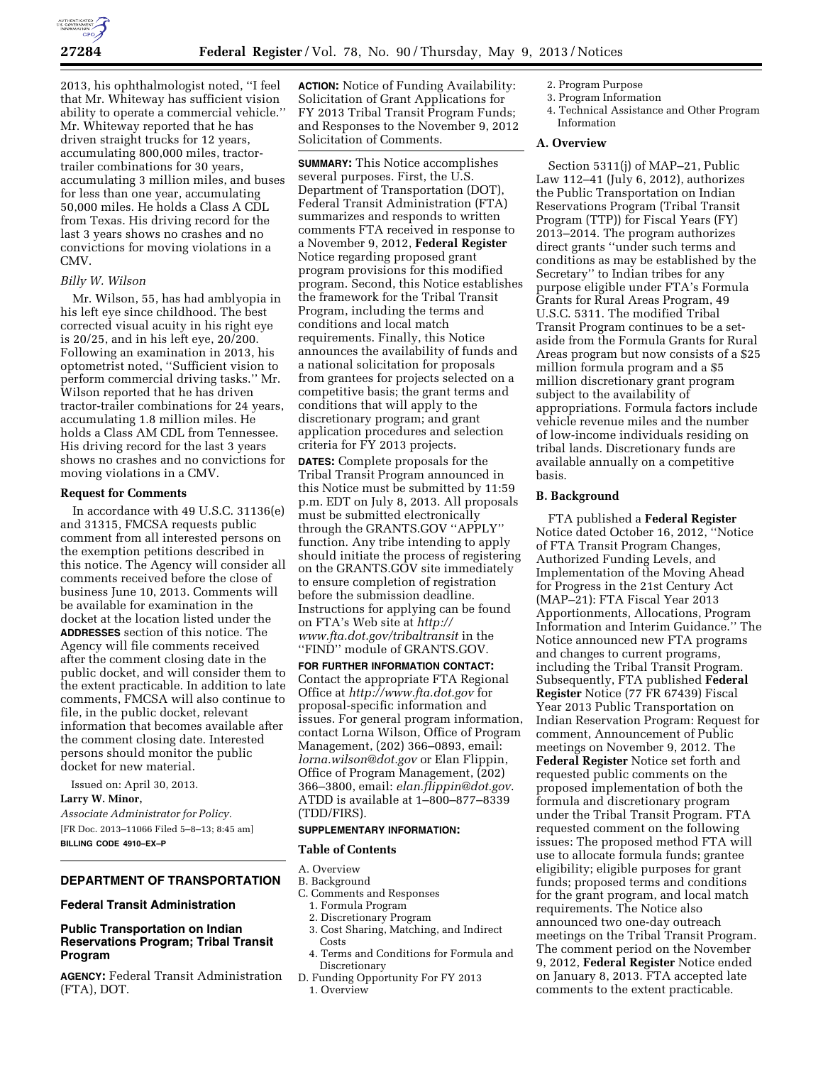2013, his ophthalmologist noted, ''I feel that Mr. Whiteway has sufficient vision ability to operate a commercial vehicle.'' Mr. Whiteway reported that he has driven straight trucks for 12 years, accumulating 800,000 miles, tractor-trailer combinations for 30 years, accumulating 3 million miles, and buses for less than one year, accumulating 50,000 miles. He holds a Class A CDL from Texas. His driving record for the last 3 years shows no crashes and no convictions for moving violations in a CMV.

*Billy W. Wilson*

Mr. Wilson, 55, has had amblyopia in his left eye since childhood. The best corrected visual acuity in his right eye is 20/25, and in his left eye, 20/200. Following an examination in 2013, his optometrist noted, ''Sufficient vision to perform commercial driving tasks.'' Mr. Wilson reported that he has driven tractor-trailer combinations for 24 years, accumulating 1.8 million miles. He holds a Class AM CDL from Tennessee. His driving record for the last 3 years shows no crashes and no convictions for moving violations in a CMV.

**Request for Comments**

In accordance with 49 U.S.C. 31136(e) and 31315, FMCSA requests public comment from all interested persons on the exemption petitions described in this notice. The Agency will consider all comments received before the close of business June 10, 2013. Comments will be available for examination in the docket at the location listed under the **ADDRESSES** section of this notice. The Agency will file comments received after the comment closing date in the public docket, and will consider them to the extent practicable. In addition to late comments, FMCSA will also continue to file, in the public docket, relevant information that becomes available after the comment closing date. Interested persons should monitor the public docket for new material.

Issued on: April 30, 2013.

**Larry W. Minor,**

*Associate Administrator for Policy.*

[FR Doc. 2013–11066 Filed 5–8–13; 8:45 am]

**BILLING CODE 4910–EX–P**

## DEPARTMENT OF TRANSPORTATION

### Federal Transit Administration

### Public Transportation on Indian Reservations Program; Tribal Transit Program

**AGENCY:** Federal Transit Administration (FTA), DOT.

**ACTION:** Notice of Funding Availability: Solicitation of Grant Applications for FY 2013 Tribal Transit Program Funds; and Responses to the November 9, 2012 Solicitation of Comments.

**SUMMARY:** This Notice accomplishes several purposes. First, the U.S. Department of Transportation (DOT), Federal Transit Administration (FTA) summarizes and responds to written comments FTA received in response to a November 9, 2012, **Federal Register** Notice regarding proposed grant program provisions for this modified program. Second, this Notice establishes the framework for the Tribal Transit Program, including the terms and conditions and local match requirements. Finally, this Notice announces the availability of funds and a national solicitation for proposals from grantees for projects selected on a competitive basis; the grant terms and conditions that will apply to the discretionary program; and grant application procedures and selection criteria for FY 2013 projects.

**DATES:** Complete proposals for the Tribal Transit Program announced in this Notice must be submitted by 11:59 p.m. EDT on July 8, 2013. All proposals must be submitted electronically through the GRANTS.GOV ''APPLY'' function. Any tribe intending to apply should initiate the process of registering on the GRANTS.GOV site immediately to ensure completion of registration before the submission deadline. Instructions for applying can be found on FTA's Web site at *http://www.fta.dot.gov/tribaltransit* in the ''FIND'' module of GRANTS.GOV.

**FOR FURTHER INFORMATION CONTACT:** Contact the appropriate FTA Regional Office at *http://www.fta.dot.gov* for proposal-specific information and issues. For general program information, contact Lorna Wilson, Office of Program Management, (202) 366–0893, email: *lorna.wilson@dot.gov* or Elan Flippin, Office of Program Management, (202) 366–3800, email: *elan.flippin@dot.gov*. ATDD is available at 1–800–877–8339 (TDD/FIRS).

**SUPPLEMENTARY INFORMATION:**

**Table of Contents**

A. Overview
B. Background
C. Comments and Responses
  1. Formula Program
  2. Discretionary Program
  3. Cost Sharing, Matching, and Indirect Costs
  4. Terms and Conditions for Formula and Discretionary
D. Funding Opportunity For FY 2013
  1. Overview
  2. Program Purpose
  3. Program Information
  4. Technical Assistance and Other Program Information

**A. Overview**

Section 5311(j) of MAP–21, Public Law 112–41 (July 6, 2012), authorizes the Public Transportation on Indian Reservations Program (Tribal Transit Program (TTP)) for Fiscal Years (FY) 2013–2014. The program authorizes direct grants ''under such terms and conditions as may be established by the Secretary'' to Indian tribes for any purpose eligible under FTA's Formula Grants for Rural Areas Program, 49 U.S.C. 5311. The modified Tribal Transit Program continues to be a set-aside from the Formula Grants for Rural Areas program but now consists of a $25 million formula program and a $5 million discretionary grant program subject to the availability of appropriations. Formula factors include vehicle revenue miles and the number of low-income individuals residing on tribal lands. Discretionary funds are available annually on a competitive basis.

**B. Background**

FTA published a **Federal Register** Notice dated October 16, 2012, ''Notice of FTA Transit Program Changes, Authorized Funding Levels, and Implementation of the Moving Ahead for Progress in the 21st Century Act (MAP–21): FTA Fiscal Year 2013 Apportionments, Allocations, Program Information and Interim Guidance.'' The Notice announced new FTA programs and changes to current programs, including the Tribal Transit Program. Subsequently, FTA published **Federal Register** Notice (77 FR 67439) Fiscal Year 2013 Public Transportation on Indian Reservation Program: Request for comment, Announcement of Public meetings on November 9, 2012. The **Federal Register** Notice set forth and requested public comments on the proposed implementation of both the formula and discretionary program under the Tribal Transit Program. FTA requested comment on the following issues: The proposed method FTA will use to allocate formula funds; grantee eligibility; eligible purposes for grant funds; proposed terms and conditions for the grant program, and local match requirements. The Notice also announced two one-day outreach meetings on the Tribal Transit Program. The comment period on the November 9, 2012, **Federal Register** Notice ended on January 8, 2013. FTA accepted late comments to the extent practicable.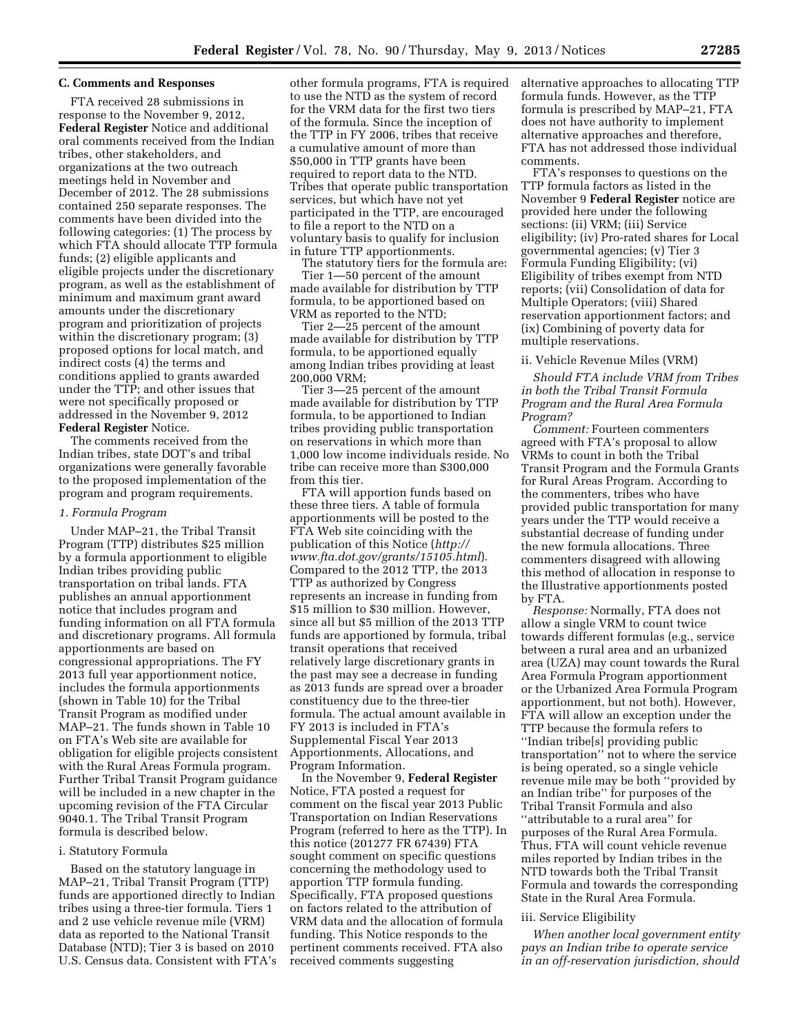### C. Comments and Responses

FTA received 28 submissions in response to the November 9, 2012, **Federal Register** Notice and additional oral comments received from the Indian tribes, other stakeholders, and organizations at the two outreach meetings held in November and December of 2012. The 28 submissions contained 250 separate responses. The comments have been divided into the following categories: (1) The process by which FTA should allocate TTP formula funds; (2) eligible applicants and eligible projects under the discretionary program, as well as the establishment of minimum and maximum grant award amounts under the discretionary program and prioritization of projects within the discretionary program; (3) proposed options for local match, and indirect costs (4) the terms and conditions applied to grants awarded under the TTP; and other issues that were not specifically proposed or addressed in the November 9, 2012 **Federal Register** Notice.

The comments received from the Indian tribes, state DOT's and tribal organizations were generally favorable to the proposed implementation of the program and program requirements.

#### 1. Formula Program

Under MAP–21, the Tribal Transit Program (TTP) distributes $25 million by a formula apportionment to eligible Indian tribes providing public transportation on tribal lands. FTA publishes an annual apportionment notice that includes program and funding information on all FTA formula and discretionary programs. All formula apportionments are based on congressional appropriations. The FY 2013 full year apportionment notice, includes the formula apportionments (shown in Table 10) for the Tribal Transit Program as modified under MAP–21. The funds shown in Table 10 on FTA's Web site are available for obligation for eligible projects consistent with the Rural Areas Formula program. Further Tribal Transit Program guidance will be included in a new chapter in the upcoming revision of the FTA Circular 9040.1. The Tribal Transit Program formula is described below.

i. Statutory Formula

Based on the statutory language in MAP–21, Tribal Transit Program (TTP) funds are apportioned directly to Indian tribes using a three-tier formula. Tiers 1 and 2 use vehicle revenue mile (VRM) data as reported to the National Transit Database (NTD); Tier 3 is based on 2010 U.S. Census data. Consistent with FTA's other formula programs, FTA is required to use the NTD as the system of record for the VRM data for the first two tiers of the formula. Since the inception of the TTP in FY 2006, tribes that receive a cumulative amount of more than $50,000 in TTP grants have been required to report data to the NTD. Tribes that operate public transportation services, but which have not yet participated in the TTP, are encouraged to file a report to the NTD on a voluntary basis to qualify for inclusion in future TTP apportionments.

The statutory tiers for the formula are:

Tier 1—50 percent of the amount made available for distribution by TTP formula, to be apportioned based on VRM as reported to the NTD;

Tier 2—25 percent of the amount made available for distribution by TTP formula, to be apportioned equally among Indian tribes providing at least 200,000 VRM;

Tier 3—25 percent of the amount made available for distribution by TTP formula, to be apportioned to Indian tribes providing public transportation on reservations in which more than 1,000 low income individuals reside. No tribe can receive more than $300,000 from this tier.

FTA will apportion funds based on these three tiers. A table of formula apportionments will be posted to the FTA Web site coinciding with the publication of this Notice (*http://www.fta.dot.gov/grants/15105.html*). Compared to the 2012 TTP, the 2013 TTP as authorized by Congress represents an increase in funding from $15 million to $30 million. However, since all but $5 million of the 2013 TTP funds are apportioned by formula, tribal transit operations that received relatively large discretionary grants in the past may see a decrease in funding as 2013 funds are spread over a broader constituency due to the three-tier formula. The actual amount available in FY 2013 is included in FTA's Supplemental Fiscal Year 2013 Apportionments, Allocations, and Program Information.

In the November 9, **Federal Register** Notice, FTA posted a request for comment on the fiscal year 2013 Public Transportation on Indian Reservations Program (referred to here as the TTP). In this notice (201277 FR 67439) FTA sought comment on specific questions concerning the methodology used to apportion TTP formula funding. Specifically, FTA proposed questions on factors related to the attribution of VRM data and the allocation of formula funding. This Notice responds to the pertinent comments received. FTA also received comments suggesting alternative approaches to allocating TTP formula funds. However, as the TTP formula is prescribed by MAP–21, FTA does not have authority to implement alternative approaches and therefore, FTA has not addressed those individual comments.

FTA's responses to questions on the TTP formula factors as listed in the November 9 **Federal Register** notice are provided here under the following sections: (ii) VRM; (iii) Service eligibility; (iv) Pro-rated shares for Local governmental agencies; (v) Tier 3 Formula Funding Eligibility; (vi) Eligibility of tribes exempt from NTD reports; (vii) Consolidation of data for Multiple Operators; (viii) Shared reservation apportionment factors; and (ix) Combining of poverty data for multiple reservations.

ii. Vehicle Revenue Miles (VRM)

*Should FTA include VRM from Tribes in both the Tribal Transit Formula Program and the Rural Area Formula Program?*

*Comment:* Fourteen commenters agreed with FTA's proposal to allow VRMs to count in both the Tribal Transit Program and the Formula Grants for Rural Areas Program. According to the commenters, tribes who have provided public transportation for many years under the TTP would receive a substantial decrease of funding under the new formula allocations. Three commenters disagreed with allowing this method of allocation in response to the Illustrative apportionments posted by FTA.

*Response:* Normally, FTA does not allow a single VRM to count twice towards different formulas (e.g., service between a rural area and an urbanized area (UZA) may count towards the Rural Area Formula Program apportionment or the Urbanized Area Formula Program apportionment, but not both). However, FTA will allow an exception under the TTP because the formula refers to ''Indian tribe[s] providing public transportation'' not to where the service is being operated, so a single vehicle revenue mile may be both ''provided by an Indian tribe'' for purposes of the Tribal Transit Formula and also ''attributable to a rural area'' for purposes of the Rural Area Formula. Thus, FTA will count vehicle revenue miles reported by Indian tribes in the NTD towards both the Tribal Transit Formula and towards the corresponding State in the Rural Area Formula.

iii. Service Eligibility

*When another local government entity pays an Indian tribe to operate service in an off-reservation jurisdiction, should*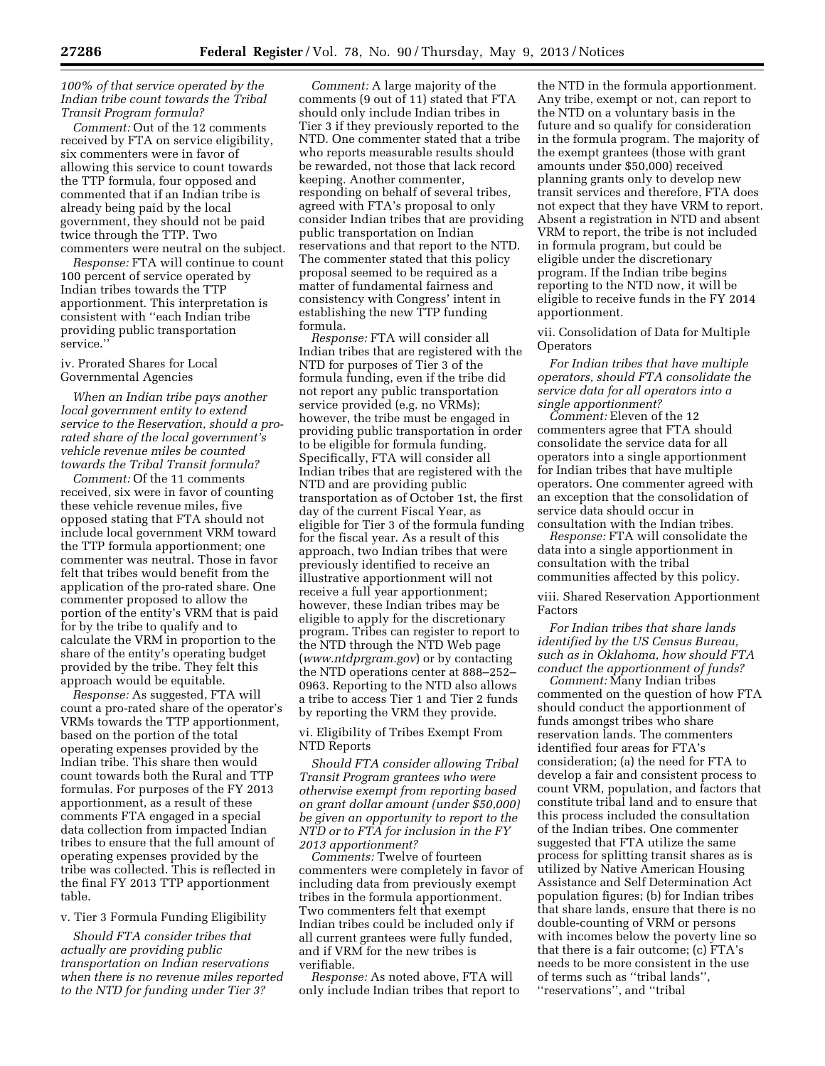*100% of that service operated by the Indian tribe count towards the Tribal Transit Program formula?*

*Comment:* Out of the 12 comments received by FTA on service eligibility, six commenters were in favor of allowing this service to count towards the TTP formula, four opposed and commented that if an Indian tribe is already being paid by the local government, they should not be paid twice through the TTP. Two commenters were neutral on the subject.

*Response:* FTA will continue to count 100 percent of service operated by Indian tribes towards the TTP apportionment. This interpretation is consistent with ''each Indian tribe providing public transportation service.''

iv. Prorated Shares for Local Governmental Agencies

*When an Indian tribe pays another local government entity to extend service to the Reservation, should a pro-rated share of the local government's vehicle revenue miles be counted towards the Tribal Transit formula?*

*Comment:* Of the 11 comments received, six were in favor of counting these vehicle revenue miles, five opposed stating that FTA should not include local government VRM toward the TTP formula apportionment; one commenter was neutral. Those in favor felt that tribes would benefit from the application of the pro-rated share. One commenter proposed to allow the portion of the entity's VRM that is paid for by the tribe to qualify and to calculate the VRM in proportion to the share of the entity's operating budget provided by the tribe. They felt this approach would be equitable.

*Response:* As suggested, FTA will count a pro-rated share of the operator's VRMs towards the TTP apportionment, based on the portion of the total operating expenses provided by the Indian tribe. This share then would count towards both the Rural and TTP formulas. For purposes of the FY 2013 apportionment, as a result of these comments FTA engaged in a special data collection from impacted Indian tribes to ensure that the full amount of operating expenses provided by the tribe was collected. This is reflected in the final FY 2013 TTP apportionment table.

v. Tier 3 Formula Funding Eligibility

*Should FTA consider tribes that actually are providing public transportation on Indian reservations when there is no revenue miles reported to the NTD for funding under Tier 3?*

*Comment:* A large majority of the comments (9 out of 11) stated that FTA should only include Indian tribes in Tier 3 if they previously reported to the NTD. One commenter stated that a tribe who reports measurable results should be rewarded, not those that lack record keeping. Another commenter, responding on behalf of several tribes, agreed with FTA's proposal to only consider Indian tribes that are providing public transportation on Indian reservations and that report to the NTD. The commenter stated that this policy proposal seemed to be required as a matter of fundamental fairness and consistency with Congress' intent in establishing the new TTP funding formula.

*Response:* FTA will consider all Indian tribes that are registered with the NTD for purposes of Tier 3 of the formula funding, even if the tribe did not report any public transportation service provided (e.g. no VRMs); however, the tribe must be engaged in providing public transportation in order to be eligible for formula funding. Specifically, FTA will consider all Indian tribes that are registered with the NTD and are providing public transportation as of October 1st, the first day of the current Fiscal Year, as eligible for Tier 3 of the formula funding for the fiscal year. As a result of this approach, two Indian tribes that were previously identified to receive an illustrative apportionment will not receive a full year apportionment; however, these Indian tribes may be eligible to apply for the discretionary program. Tribes can register to report to the NTD through the NTD Web page (*www.ntdprgram.gov*) or by contacting the NTD operations center at 888–252–0963. Reporting to the NTD also allows a tribe to access Tier 1 and Tier 2 funds by reporting the VRM they provide.

vi. Eligibility of Tribes Exempt From NTD Reports

*Should FTA consider allowing Tribal Transit Program grantees who were otherwise exempt from reporting based on grant dollar amount (under $50,000) be given an opportunity to report to the NTD or to FTA for inclusion in the FY 2013 apportionment?*

*Comments:* Twelve of fourteen commenters were completely in favor of including data from previously exempt tribes in the formula apportionment. Two commenters felt that exempt Indian tribes could be included only if all current grantees were fully funded, and if VRM for the new tribes is verifiable.

*Response:* As noted above, FTA will only include Indian tribes that report to the NTD in the formula apportionment. Any tribe, exempt or not, can report to the NTD on a voluntary basis in the future and so qualify for consideration in the formula program. The majority of the exempt grantees (those with grant amounts under $50,000) received planning grants only to develop new transit services and therefore, FTA does not expect that they have VRM to report. Absent a registration in NTD and absent VRM to report, the tribe is not included in formula program, but could be eligible under the discretionary program. If the Indian tribe begins reporting to the NTD now, it will be eligible to receive funds in the FY 2014 apportionment.

vii. Consolidation of Data for Multiple Operators

*For Indian tribes that have multiple operators, should FTA consolidate the service data for all operators into a single apportionment?*

*Comment:* Eleven of the 12 commenters agree that FTA should consolidate the service data for all operators into a single apportionment for Indian tribes that have multiple operators. One commenter agreed with an exception that the consolidation of service data should occur in consultation with the Indian tribes.

*Response:* FTA will consolidate the data into a single apportionment in consultation with the tribal communities affected by this policy.

viii. Shared Reservation Apportionment Factors

*For Indian tribes that share lands identified by the US Census Bureau, such as in Oklahoma, how should FTA conduct the apportionment of funds?*

*Comment:* Many Indian tribes commented on the question of how FTA should conduct the apportionment of funds amongst tribes who share reservation lands. The commenters identified four areas for FTA's consideration; (a) the need for FTA to develop a fair and consistent process to count VRM, population, and factors that constitute tribal land and to ensure that this process included the consultation of the Indian tribes. One commenter suggested that FTA utilize the same process for splitting transit shares as is utilized by Native American Housing Assistance and Self Determination Act population figures; (b) for Indian tribes that share lands, ensure that there is no double-counting of VRM or persons with incomes below the poverty line so that there is a fair outcome; (c) FTA's needs to be more consistent in the use of terms such as ''tribal lands'', ''reservations'', and ''tribal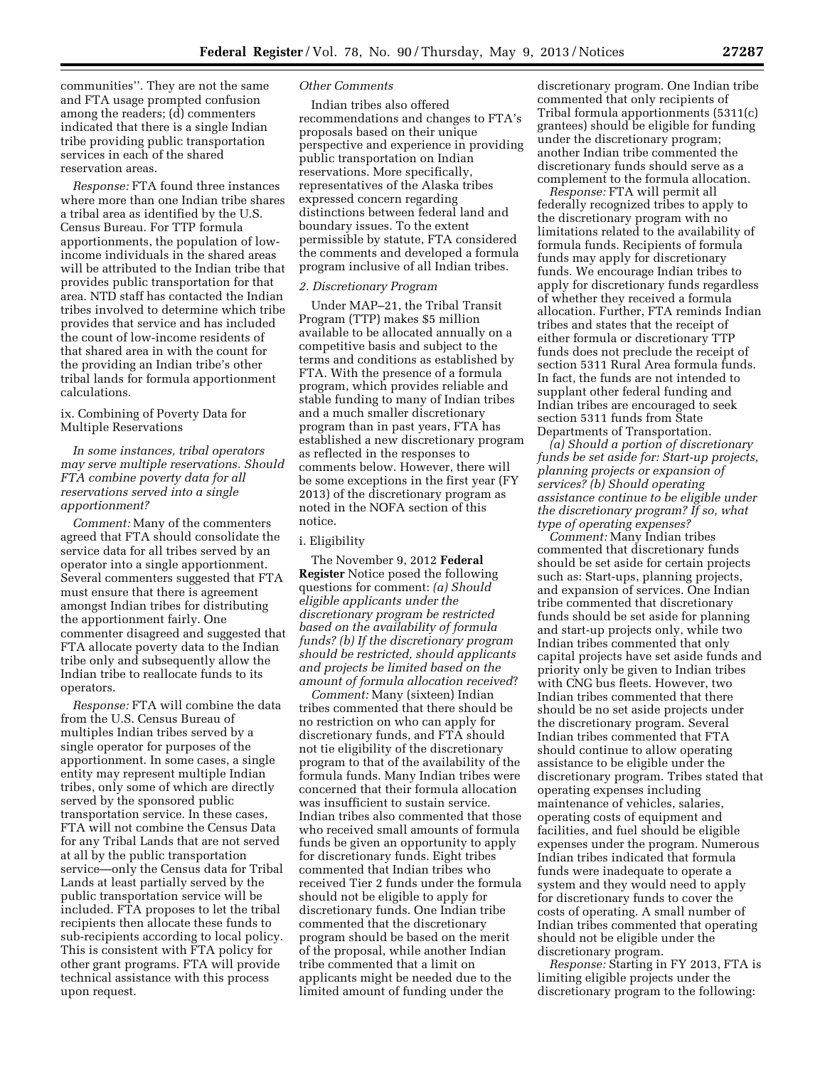communities''. They are not the same and FTA usage prompted confusion among the readers; (d) commenters indicated that there is a single Indian tribe providing public transportation services in each of the shared reservation areas.

*Response:* FTA found three instances where more than one Indian tribe shares a tribal area as identified by the U.S. Census Bureau. For TTP formula apportionments, the population of low-income individuals in the shared areas will be attributed to the Indian tribe that provides public transportation for that area. NTD staff has contacted the Indian tribes involved to determine which tribe provides that service and has included the count of low-income residents of that shared area in with the count for the providing an Indian tribe's other tribal lands for formula apportionment calculations.

ix. Combining of Poverty Data for Multiple Reservations

*In some instances, tribal operators may serve multiple reservations. Should FTA combine poverty data for all reservations served into a single apportionment?*

*Comment:* Many of the commenters agreed that FTA should consolidate the service data for all tribes served by an operator into a single apportionment. Several commenters suggested that FTA must ensure that there is agreement amongst Indian tribes for distributing the apportionment fairly. One commenter disagreed and suggested that FTA allocate poverty data to the Indian tribe only and subsequently allow the Indian tribe to reallocate funds to its operators.

*Response:* FTA will combine the data from the U.S. Census Bureau of multiples Indian tribes served by a single operator for purposes of the apportionment. In some cases, a single entity may represent multiple Indian tribes, only some of which are directly served by the sponsored public transportation service. In these cases, FTA will not combine the Census Data for any Tribal Lands that are not served at all by the public transportation service—only the Census data for Tribal Lands at least partially served by the public transportation service will be included. FTA proposes to let the tribal recipients then allocate these funds to sub-recipients according to local policy. This is consistent with FTA policy for other grant programs. FTA will provide technical assistance with this process upon request.

*Other Comments*

Indian tribes also offered recommendations and changes to FTA's proposals based on their unique perspective and experience in providing public transportation on Indian reservations. More specifically, representatives of the Alaska tribes expressed concern regarding distinctions between federal land and boundary issues. To the extent permissible by statute, FTA considered the comments and developed a formula program inclusive of all Indian tribes.

*2. Discretionary Program*

Under MAP–21, the Tribal Transit Program (TTP) makes $5 million available to be allocated annually on a competitive basis and subject to the terms and conditions as established by FTA. With the presence of a formula program, which provides reliable and stable funding to many of Indian tribes and a much smaller discretionary program than in past years, FTA has established a new discretionary program as reflected in the responses to comments below. However, there will be some exceptions in the first year (FY 2013) of the discretionary program as noted in the NOFA section of this notice.

i. Eligibility

The November 9, 2012 **Federal Register** Notice posed the following questions for comment: *(a) Should eligible applicants under the discretionary program be restricted based on the availability of formula funds? (b) If the discretionary program should be restricted, should applicants and projects be limited based on the amount of formula allocation received*?

*Comment:* Many (sixteen) Indian tribes commented that there should be no restriction on who can apply for discretionary funds, and FTA should not tie eligibility of the discretionary program to that of the availability of the formula funds. Many Indian tribes were concerned that their formula allocation was insufficient to sustain service. Indian tribes also commented that those who received small amounts of formula funds be given an opportunity to apply for discretionary funds. Eight tribes commented that Indian tribes who received Tier 2 funds under the formula should not be eligible to apply for discretionary funds. One Indian tribe commented that the discretionary program should be based on the merit of the proposal, while another Indian tribe commented that a limit on applicants might be needed due to the limited amount of funding under the discretionary program. One Indian tribe commented that only recipients of Tribal formula apportionments (5311(c) grantees) should be eligible for funding under the discretionary program; another Indian tribe commented the discretionary funds should serve as a complement to the formula allocation.

*Response:* FTA will permit all federally recognized tribes to apply to the discretionary program with no limitations related to the availability of formula funds. Recipients of formula funds may apply for discretionary funds. We encourage Indian tribes to apply for discretionary funds regardless of whether they received a formula allocation. Further, FTA reminds Indian tribes and states that the receipt of either formula or discretionary TTP funds does not preclude the receipt of section 5311 Rural Area formula funds. In fact, the funds are not intended to supplant other federal funding and Indian tribes are encouraged to seek section 5311 funds from State Departments of Transportation.

*(a) Should a portion of discretionary funds be set aside for: Start-up projects, planning projects or expansion of services? (b) Should operating assistance continue to be eligible under the discretionary program? If so, what type of operating expenses?*

*Comment:* Many Indian tribes commented that discretionary funds should be set aside for certain projects such as: Start-ups, planning projects, and expansion of services. One Indian tribe commented that discretionary funds should be set aside for planning and start-up projects only, while two Indian tribes commented that only capital projects have set aside funds and priority only be given to Indian tribes with CNG bus fleets. However, two Indian tribes commented that there should be no set aside projects under the discretionary program. Several Indian tribes commented that FTA should continue to allow operating assistance to be eligible under the discretionary program. Tribes stated that operating expenses including maintenance of vehicles, salaries, operating costs of equipment and facilities, and fuel should be eligible expenses under the program. Numerous Indian tribes indicated that formula funds were inadequate to operate a system and they would need to apply for discretionary funds to cover the costs of operating. A small number of Indian tribes commented that operating should not be eligible under the discretionary program.

*Response:* Starting in FY 2013, FTA is limiting eligible projects under the discretionary program to the following: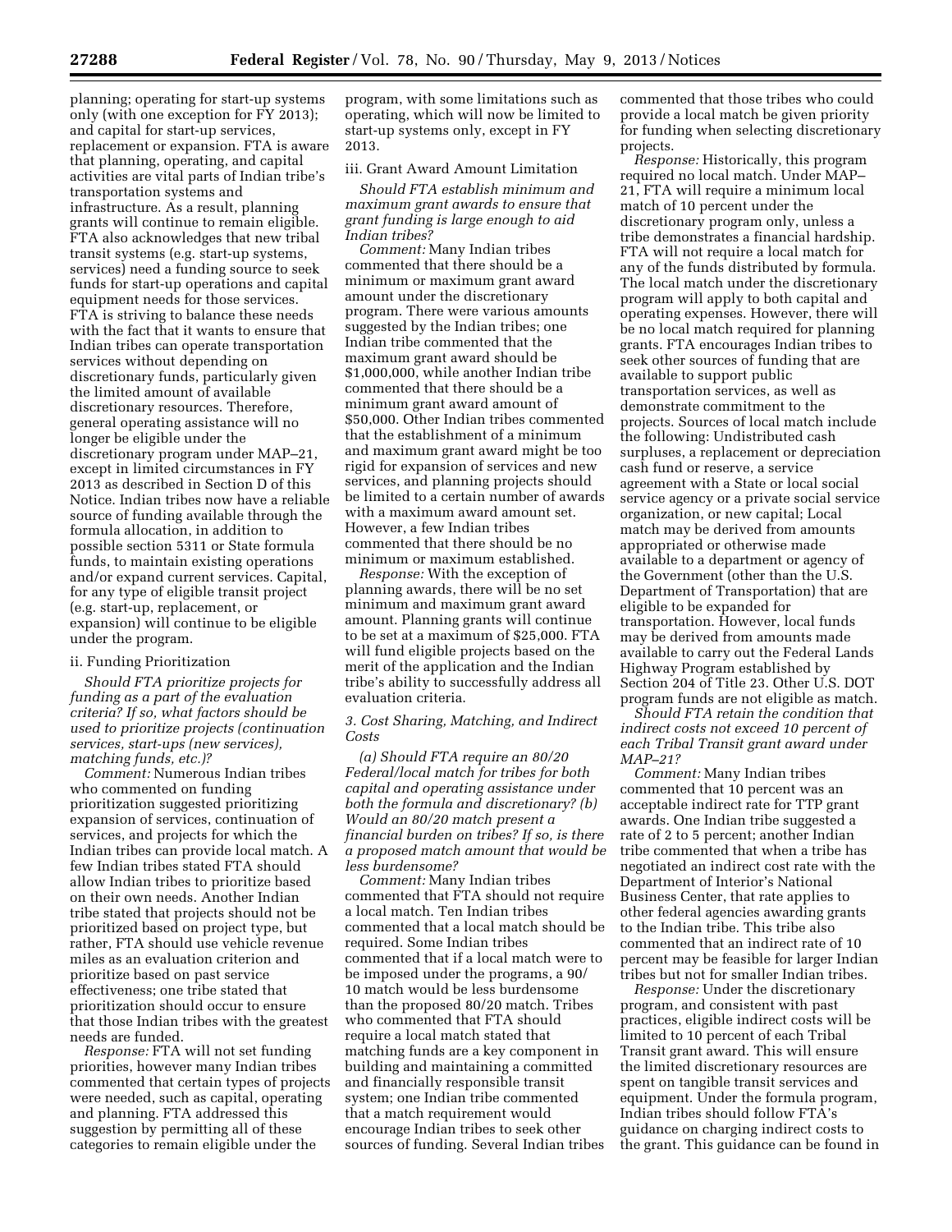planning; operating for start-up systems only (with one exception for FY 2013); and capital for start-up services, replacement or expansion. FTA is aware that planning, operating, and capital activities are vital parts of Indian tribe's transportation systems and infrastructure. As a result, planning grants will continue to remain eligible. FTA also acknowledges that new tribal transit systems (e.g. start-up systems, services) need a funding source to seek funds for start-up operations and capital equipment needs for those services. FTA is striving to balance these needs with the fact that it wants to ensure that Indian tribes can operate transportation services without depending on discretionary funds, particularly given the limited amount of available discretionary resources. Therefore, general operating assistance will no longer be eligible under the discretionary program under MAP–21, except in limited circumstances in FY 2013 as described in Section D of this Notice. Indian tribes now have a reliable source of funding available through the formula allocation, in addition to possible section 5311 or State formula funds, to maintain existing operations and/or expand current services. Capital, for any type of eligible transit project (e.g. start-up, replacement, or expansion) will continue to be eligible under the program.

ii. Funding Prioritization

*Should FTA prioritize projects for funding as a part of the evaluation criteria? If so, what factors should be used to prioritize projects (continuation services, start-ups (new services), matching funds, etc.)?*

*Comment:* Numerous Indian tribes who commented on funding prioritization suggested prioritizing expansion of services, continuation of services, and projects for which the Indian tribes can provide local match. A few Indian tribes stated FTA should allow Indian tribes to prioritize based on their own needs. Another Indian tribe stated that projects should not be prioritized based on project type, but rather, FTA should use vehicle revenue miles as an evaluation criterion and prioritize based on past service effectiveness; one tribe stated that prioritization should occur to ensure that those Indian tribes with the greatest needs are funded.

*Response:* FTA will not set funding priorities, however many Indian tribes commented that certain types of projects were needed, such as capital, operating and planning. FTA addressed this suggestion by permitting all of these categories to remain eligible under the program, with some limitations such as operating, which will now be limited to start-up systems only, except in FY 2013.

iii. Grant Award Amount Limitation

*Should FTA establish minimum and maximum grant awards to ensure that grant funding is large enough to aid Indian tribes?*

*Comment:* Many Indian tribes commented that there should be a minimum or maximum grant award amount under the discretionary program. There were various amounts suggested by the Indian tribes; one Indian tribe commented that the maximum grant award should be $1,000,000, while another Indian tribe commented that there should be a minimum grant award amount of $50,000. Other Indian tribes commented that the establishment of a minimum and maximum grant award might be too rigid for expansion of services and new services, and planning projects should be limited to a certain number of awards with a maximum award amount set. However, a few Indian tribes commented that there should be no minimum or maximum established.

*Response:* With the exception of planning awards, there will be no set minimum and maximum grant award amount. Planning grants will continue to be set at a maximum of $25,000. FTA will fund eligible projects based on the merit of the application and the Indian tribe's ability to successfully address all evaluation criteria.

*3. Cost Sharing, Matching, and Indirect Costs*

*(a) Should FTA require an 80/20 Federal/local match for tribes for both capital and operating assistance under both the formula and discretionary? (b) Would an 80/20 match present a financial burden on tribes? If so, is there a proposed match amount that would be less burdensome?*

*Comment:* Many Indian tribes commented that FTA should not require a local match. Ten Indian tribes commented that a local match should be required. Some Indian tribes commented that if a local match were to be imposed under the programs, a 90/10 match would be less burdensome than the proposed 80/20 match. Tribes who commented that FTA should require a local match stated that matching funds are a key component in building and maintaining a committed and financially responsible transit system; one Indian tribe commented that a match requirement would encourage Indian tribes to seek other sources of funding. Several Indian tribes commented that those tribes who could provide a local match be given priority for funding when selecting discretionary projects.

*Response:* Historically, this program required no local match. Under MAP–21, FTA will require a minimum local match of 10 percent under the discretionary program only, unless a tribe demonstrates a financial hardship. FTA will not require a local match for any of the funds distributed by formula. The local match under the discretionary program will apply to both capital and operating expenses. However, there will be no local match required for planning grants. FTA encourages Indian tribes to seek other sources of funding that are available to support public transportation services, as well as demonstrate commitment to the projects. Sources of local match include the following: Undistributed cash surpluses, a replacement or depreciation cash fund or reserve, a service agreement with a State or local social service agency or a private social service organization, or new capital; Local match may be derived from amounts appropriated or otherwise made available to a department or agency of the Government (other than the U.S. Department of Transportation) that are eligible to be expanded for transportation. However, local funds may be derived from amounts made available to carry out the Federal Lands Highway Program established by Section 204 of Title 23. Other U.S. DOT program funds are not eligible as match.

*Should FTA retain the condition that indirect costs not exceed 10 percent of each Tribal Transit grant award under MAP–21?*

*Comment:* Many Indian tribes commented that 10 percent was an acceptable indirect rate for TTP grant awards. One Indian tribe suggested a rate of 2 to 5 percent; another Indian tribe commented that when a tribe has negotiated an indirect cost rate with the Department of Interior's National Business Center, that rate applies to other federal agencies awarding grants to the Indian tribe. This tribe also commented that an indirect rate of 10 percent may be feasible for larger Indian tribes but not for smaller Indian tribes.

*Response:* Under the discretionary program, and consistent with past practices, eligible indirect costs will be limited to 10 percent of each Tribal Transit grant award. This will ensure the limited discretionary resources are spent on tangible transit services and equipment. Under the formula program, Indian tribes should follow FTA's guidance on charging indirect costs to the grant. This guidance can be found in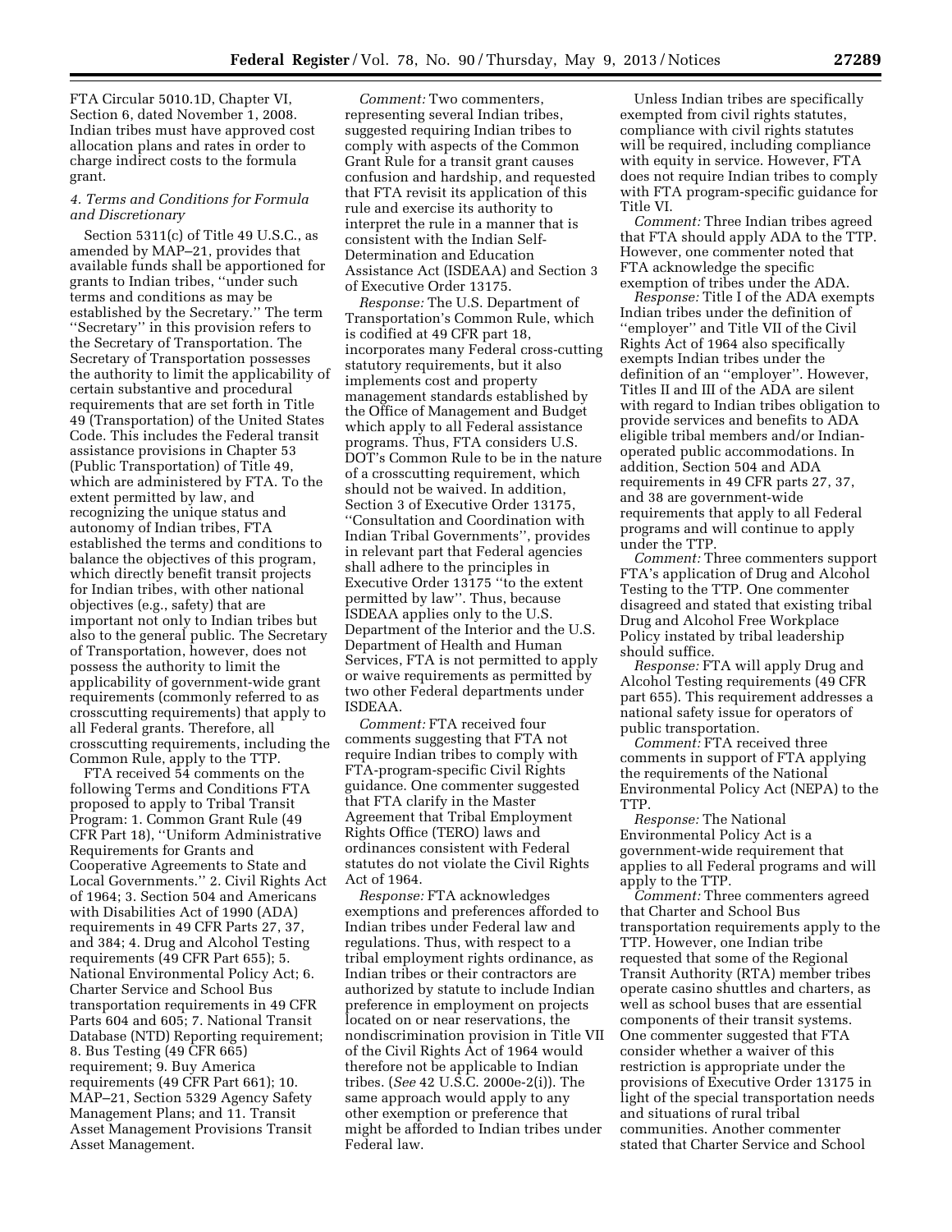FTA Circular 5010.1D, Chapter VI, Section 6, dated November 1, 2008. Indian tribes must have approved cost allocation plans and rates in order to charge indirect costs to the formula grant.

*4. Terms and Conditions for Formula and Discretionary*

Section 5311(c) of Title 49 U.S.C., as amended by MAP–21, provides that available funds shall be apportioned for grants to Indian tribes, ''under such terms and conditions as may be established by the Secretary.'' The term ''Secretary'' in this provision refers to the Secretary of Transportation. The Secretary of Transportation possesses the authority to limit the applicability of certain substantive and procedural requirements that are set forth in Title 49 (Transportation) of the United States Code. This includes the Federal transit assistance provisions in Chapter 53 (Public Transportation) of Title 49, which are administered by FTA. To the extent permitted by law, and recognizing the unique status and autonomy of Indian tribes, FTA established the terms and conditions to balance the objectives of this program, which directly benefit transit projects for Indian tribes, with other national objectives (e.g., safety) that are important not only to Indian tribes but also to the general public. The Secretary of Transportation, however, does not possess the authority to limit the applicability of government-wide grant requirements (commonly referred to as crosscutting requirements) that apply to all Federal grants. Therefore, all crosscutting requirements, including the Common Rule, apply to the TTP.

FTA received 54 comments on the following Terms and Conditions FTA proposed to apply to Tribal Transit Program: 1. Common Grant Rule (49 CFR Part 18), ''Uniform Administrative Requirements for Grants and Cooperative Agreements to State and Local Governments.'' 2. Civil Rights Act of 1964; 3. Section 504 and Americans with Disabilities Act of 1990 (ADA) requirements in 49 CFR Parts 27, 37, and 384; 4. Drug and Alcohol Testing requirements (49 CFR Part 655); 5. National Environmental Policy Act; 6. Charter Service and School Bus transportation requirements in 49 CFR Parts 604 and 605; 7. National Transit Database (NTD) Reporting requirement; 8. Bus Testing (49 CFR 665) requirement; 9. Buy America requirements (49 CFR Part 661); 10. MAP–21, Section 5329 Agency Safety Management Plans; and 11. Transit Asset Management Provisions Transit Asset Management.

*Comment:* Two commenters, representing several Indian tribes, suggested requiring Indian tribes to comply with aspects of the Common Grant Rule for a transit grant causes confusion and hardship, and requested that FTA revisit its application of this rule and exercise its authority to interpret the rule in a manner that is consistent with the Indian Self-Determination and Education Assistance Act (ISDEAA) and Section 3 of Executive Order 13175.

*Response:* The U.S. Department of Transportation's Common Rule, which is codified at 49 CFR part 18, incorporates many Federal cross-cutting statutory requirements, but it also implements cost and property management standards established by the Office of Management and Budget which apply to all Federal assistance programs. Thus, FTA considers U.S. DOT's Common Rule to be in the nature of a crosscutting requirement, which should not be waived. In addition, Section 3 of Executive Order 13175, ''Consultation and Coordination with Indian Tribal Governments'', provides in relevant part that Federal agencies shall adhere to the principles in Executive Order 13175 ''to the extent permitted by law''. Thus, because ISDEAA applies only to the U.S. Department of the Interior and the U.S. Department of Health and Human Services, FTA is not permitted to apply or waive requirements as permitted by two other Federal departments under ISDEAA.

*Comment:* FTA received four comments suggesting that FTA not require Indian tribes to comply with FTA-program-specific Civil Rights guidance. One commenter suggested that FTA clarify in the Master Agreement that Tribal Employment Rights Office (TERO) laws and ordinances consistent with Federal statutes do not violate the Civil Rights Act of 1964.

*Response:* FTA acknowledges exemptions and preferences afforded to Indian tribes under Federal law and regulations. Thus, with respect to a tribal employment rights ordinance, as Indian tribes or their contractors are authorized by statute to include Indian preference in employment on projects located on or near reservations, the nondiscrimination provision in Title VII of the Civil Rights Act of 1964 would therefore not be applicable to Indian tribes. (*See* 42 U.S.C. 2000e-2(i)). The same approach would apply to any other exemption or preference that might be afforded to Indian tribes under Federal law.

Unless Indian tribes are specifically exempted from civil rights statutes, compliance with civil rights statutes will be required, including compliance with equity in service. However, FTA does not require Indian tribes to comply with FTA program-specific guidance for Title VI.

*Comment:* Three Indian tribes agreed that FTA should apply ADA to the TTP. However, one commenter noted that FTA acknowledge the specific exemption of tribes under the ADA.

*Response:* Title I of the ADA exempts Indian tribes under the definition of ''employer'' and Title VII of the Civil Rights Act of 1964 also specifically exempts Indian tribes under the definition of an ''employer''. However, Titles II and III of the ADA are silent with regard to Indian tribes obligation to provide services and benefits to ADA eligible tribal members and/or Indian-operated public accommodations. In addition, Section 504 and ADA requirements in 49 CFR parts 27, 37, and 38 are government-wide requirements that apply to all Federal programs and will continue to apply under the TTP.

*Comment:* Three commenters support FTA's application of Drug and Alcohol Testing to the TTP. One commenter disagreed and stated that existing tribal Drug and Alcohol Free Workplace Policy instated by tribal leadership should suffice.

*Response:* FTA will apply Drug and Alcohol Testing requirements (49 CFR part 655). This requirement addresses a national safety issue for operators of public transportation.

*Comment:* FTA received three comments in support of FTA applying the requirements of the National Environmental Policy Act (NEPA) to the TTP.

*Response:* The National Environmental Policy Act is a government-wide requirement that applies to all Federal programs and will apply to the TTP.

*Comment:* Three commenters agreed that Charter and School Bus transportation requirements apply to the TTP. However, one Indian tribe requested that some of the Regional Transit Authority (RTA) member tribes operate casino shuttles and charters, as well as school buses that are essential components of their transit systems. One commenter suggested that FTA consider whether a waiver of this restriction is appropriate under the provisions of Executive Order 13175 in light of the special transportation needs and situations of rural tribal communities. Another commenter stated that Charter Service and School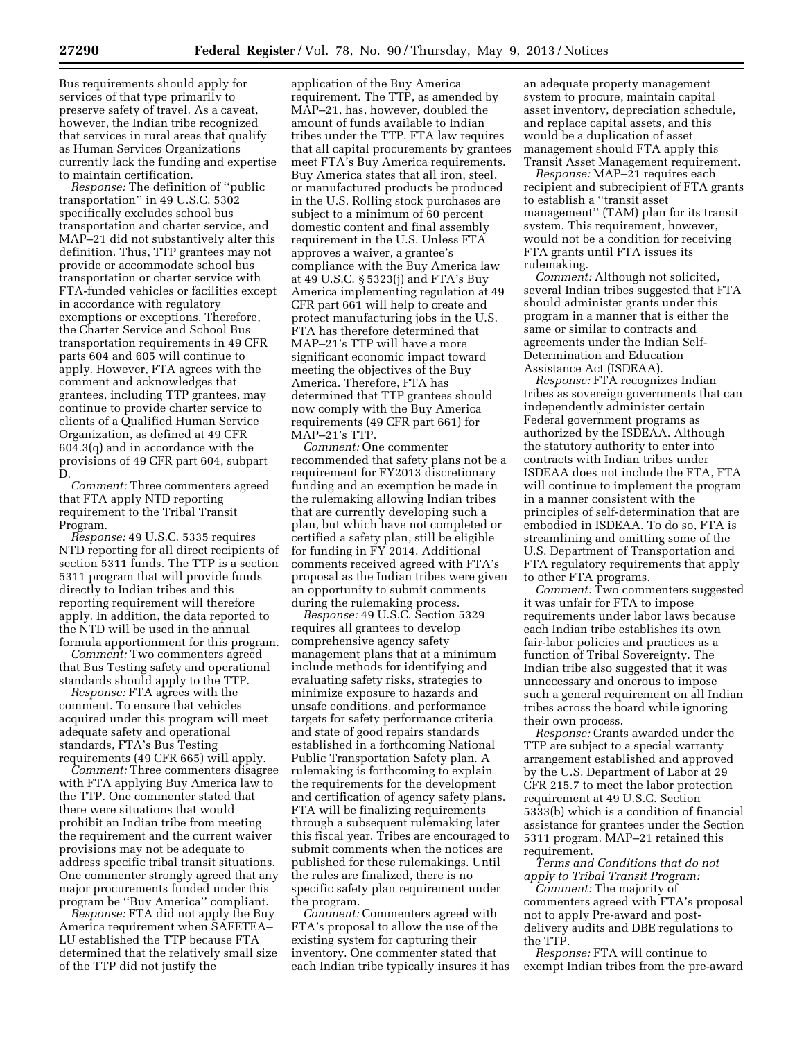Bus requirements should apply for services of that type primarily to preserve safety of travel. As a caveat, however, the Indian tribe recognized that services in rural areas that qualify as Human Services Organizations currently lack the funding and expertise to maintain certification.

*Response:* The definition of ''public transportation'' in 49 U.S.C. 5302 specifically excludes school bus transportation and charter service, and MAP–21 did not substantively alter this definition. Thus, TTP grantees may not provide or accommodate school bus transportation or charter service with FTA-funded vehicles or facilities except in accordance with regulatory exemptions or exceptions. Therefore, the Charter Service and School Bus transportation requirements in 49 CFR parts 604 and 605 will continue to apply. However, FTA agrees with the comment and acknowledges that grantees, including TTP grantees, may continue to provide charter service to clients of a Qualified Human Service Organization, as defined at 49 CFR 604.3(q) and in accordance with the provisions of 49 CFR part 604, subpart D.

*Comment:* Three commenters agreed that FTA apply NTD reporting requirement to the Tribal Transit Program.

*Response:* 49 U.S.C. 5335 requires NTD reporting for all direct recipients of section 5311 funds. The TTP is a section 5311 program that will provide funds directly to Indian tribes and this reporting requirement will therefore apply. In addition, the data reported to the NTD will be used in the annual formula apportionment for this program.

*Comment:* Two commenters agreed that Bus Testing safety and operational standards should apply to the TTP.

*Response:* FTA agrees with the comment. To ensure that vehicles acquired under this program will meet adequate safety and operational standards, FTA's Bus Testing requirements (49 CFR 665) will apply.

*Comment:* Three commenters disagree with FTA applying Buy America law to the TTP. One commenter stated that there were situations that would prohibit an Indian tribe from meeting the requirement and the current waiver provisions may not be adequate to address specific tribal transit situations. One commenter strongly agreed that any major procurements funded under this program be ''Buy America'' compliant.

*Response:* FTA did not apply the Buy America requirement when SAFETEA–LU established the TTP because FTA determined that the relatively small size of the TTP did not justify the application of the Buy America requirement. The TTP, as amended by MAP–21, has, however, doubled the amount of funds available to Indian tribes under the TTP. FTA law requires that all capital procurements by grantees meet FTA's Buy America requirements. Buy America states that all iron, steel, or manufactured products be produced in the U.S. Rolling stock purchases are subject to a minimum of 60 percent domestic content and final assembly requirement in the U.S. Unless FTA approves a waiver, a grantee's compliance with the Buy America law at 49 U.S.C. § 5323(j) and FTA's Buy America implementing regulation at 49 CFR part 661 will help to create and protect manufacturing jobs in the U.S. FTA has therefore determined that MAP–21's TTP will have a more significant economic impact toward meeting the objectives of the Buy America. Therefore, FTA has determined that TTP grantees should now comply with the Buy America requirements (49 CFR part 661) for MAP–21's TTP.

*Comment:* One commenter recommended that safety plans not be a requirement for FY2013 discretionary funding and an exemption be made in the rulemaking allowing Indian tribes that are currently developing such a plan, but which have not completed or certified a safety plan, still be eligible for funding in FY 2014. Additional comments received agreed with FTA's proposal as the Indian tribes were given an opportunity to submit comments during the rulemaking process.

*Response:* 49 U.S.C. Section 5329 requires all grantees to develop comprehensive agency safety management plans that at a minimum include methods for identifying and evaluating safety risks, strategies to minimize exposure to hazards and unsafe conditions, and performance targets for safety performance criteria and state of good repairs standards established in a forthcoming National Public Transportation Safety plan. A rulemaking is forthcoming to explain the requirements for the development and certification of agency safety plans. FTA will be finalizing requirements through a subsequent rulemaking later this fiscal year. Tribes are encouraged to submit comments when the notices are published for these rulemakings. Until the rules are finalized, there is no specific safety plan requirement under the program.

*Comment:* Commenters agreed with FTA's proposal to allow the use of the existing system for capturing their inventory. One commenter stated that each Indian tribe typically insures it has an adequate property management system to procure, maintain capital asset inventory, depreciation schedule, and replace capital assets, and this would be a duplication of asset management should FTA apply this Transit Asset Management requirement.

*Response:* MAP–21 requires each recipient and subrecipient of FTA grants to establish a ''transit asset management'' (TAM) plan for its transit system. This requirement, however, would not be a condition for receiving FTA grants until FTA issues its rulemaking.

*Comment:* Although not solicited, several Indian tribes suggested that FTA should administer grants under this program in a manner that is either the same or similar to contracts and agreements under the Indian Self-Determination and Education Assistance Act (ISDEAA).

*Response:* FTA recognizes Indian tribes as sovereign governments that can independently administer certain Federal government programs as authorized by the ISDEAA. Although the statutory authority to enter into contracts with Indian tribes under ISDEAA does not include the FTA, FTA will continue to implement the program in a manner consistent with the principles of self-determination that are embodied in ISDEAA. To do so, FTA is streamlining and omitting some of the U.S. Department of Transportation and FTA regulatory requirements that apply to other FTA programs.

*Comment:* Two commenters suggested it was unfair for FTA to impose requirements under labor laws because each Indian tribe establishes its own fair-labor policies and practices as a function of Tribal Sovereignty. The Indian tribe also suggested that it was unnecessary and onerous to impose such a general requirement on all Indian tribes across the board while ignoring their own process.

*Response:* Grants awarded under the TTP are subject to a special warranty arrangement established and approved by the U.S. Department of Labor at 29 CFR 215.7 to meet the labor protection requirement at 49 U.S.C. Section 5333(b) which is a condition of financial assistance for grantees under the Section 5311 program. MAP–21 retained this requirement.

*Terms and Conditions that do not apply to Tribal Transit Program:*

*Comment:* The majority of commenters agreed with FTA's proposal not to apply Pre-award and post-delivery audits and DBE regulations to the TTP.

*Response:* FTA will continue to exempt Indian tribes from the pre-award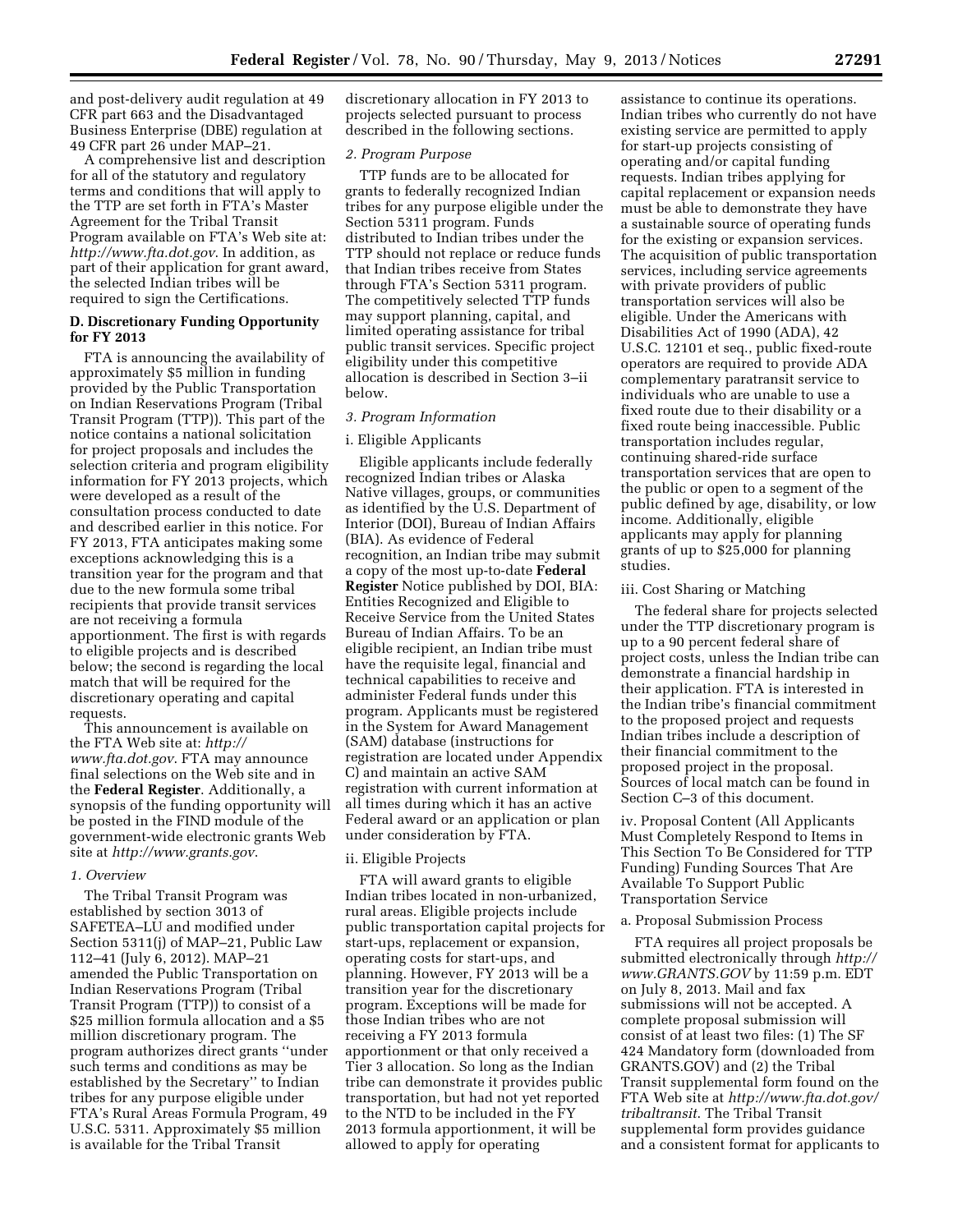and post-delivery audit regulation at 49 CFR part 663 and the Disadvantaged Business Enterprise (DBE) regulation at 49 CFR part 26 under MAP–21.

A comprehensive list and description for all of the statutory and regulatory terms and conditions that will apply to the TTP are set forth in FTA's Master Agreement for the Tribal Transit Program available on FTA's Web site at: *http://www.fta.dot.gov*. In addition, as part of their application for grant award, the selected Indian tribes will be required to sign the Certifications.

## D. Discretionary Funding Opportunity for FY 2013

FTA is announcing the availability of approximately $5 million in funding provided by the Public Transportation on Indian Reservations Program (Tribal Transit Program (TTP)). This part of the notice contains a national solicitation for project proposals and includes the selection criteria and program eligibility information for FY 2013 projects, which were developed as a result of the consultation process conducted to date and described earlier in this notice. For FY 2013, FTA anticipates making some exceptions acknowledging this is a transition year for the program and that due to the new formula some tribal recipients that provide transit services are not receiving a formula apportionment. The first is with regards to eligible projects and is described below; the second is regarding the local match that will be required for the discretionary operating and capital requests.

This announcement is available on the FTA Web site at: *http://www.fta.dot.gov*. FTA may announce final selections on the Web site and in the **Federal Register**. Additionally, a synopsis of the funding opportunity will be posted in the FIND module of the government-wide electronic grants Web site at *http://www.grants.gov*.

### *1. Overview*

The Tribal Transit Program was established by section 3013 of SAFETEA–LU and modified under Section 5311(j) of MAP–21, Public Law 112–41 (July 6, 2012). MAP–21 amended the Public Transportation on Indian Reservations Program (Tribal Transit Program (TTP)) to consist of a $25 million formula allocation and a $5 million discretionary program. The program authorizes direct grants ''under such terms and conditions as may be established by the Secretary'' to Indian tribes for any purpose eligible under FTA's Rural Areas Formula Program, 49 U.S.C. 5311. Approximately $5 million is available for the Tribal Transit discretionary allocation in FY 2013 to projects selected pursuant to process described in the following sections.

### *2. Program Purpose*

TTP funds are to be allocated for grants to federally recognized Indian tribes for any purpose eligible under the Section 5311 program. Funds distributed to Indian tribes under the TTP should not replace or reduce funds that Indian tribes receive from States through FTA's Section 5311 program. The competitively selected TTP funds may support planning, capital, and limited operating assistance for tribal public transit services. Specific project eligibility under this competitive allocation is described in Section 3–ii below.

### *3. Program Information*

i. Eligible Applicants

Eligible applicants include federally recognized Indian tribes or Alaska Native villages, groups, or communities as identified by the U.S. Department of Interior (DOI), Bureau of Indian Affairs (BIA). As evidence of Federal recognition, an Indian tribe may submit a copy of the most up-to-date **Federal Register** Notice published by DOI, BIA: Entities Recognized and Eligible to Receive Service from the United States Bureau of Indian Affairs. To be an eligible recipient, an Indian tribe must have the requisite legal, financial and technical capabilities to receive and administer Federal funds under this program. Applicants must be registered in the System for Award Management (SAM) database (instructions for registration are located under Appendix C) and maintain an active SAM registration with current information at all times during which it has an active Federal award or an application or plan under consideration by FTA.

ii. Eligible Projects

FTA will award grants to eligible Indian tribes located in non-urbanized, rural areas. Eligible projects include public transportation capital projects for start-ups, replacement or expansion, operating costs for start-ups, and planning. However, FY 2013 will be a transition year for the discretionary program. Exceptions will be made for those Indian tribes who are not receiving a FY 2013 formula apportionment or that only received a Tier 3 allocation. So long as the Indian tribe can demonstrate it provides public transportation, but had not yet reported to the NTD to be included in the FY 2013 formula apportionment, it will be allowed to apply for operating assistance to continue its operations. Indian tribes who currently do not have existing service are permitted to apply for start-up projects consisting of operating and/or capital funding requests. Indian tribes applying for capital replacement or expansion needs must be able to demonstrate they have a sustainable source of operating funds for the existing or expansion services. The acquisition of public transportation services, including service agreements with private providers of public transportation services will also be eligible. Under the Americans with Disabilities Act of 1990 (ADA), 42 U.S.C. 12101 et seq., public fixed-route operators are required to provide ADA complementary paratransit service to individuals who are unable to use a fixed route due to their disability or a fixed route being inaccessible. Public transportation includes regular, continuing shared-ride surface transportation services that are open to the public or open to a segment of the public defined by age, disability, or low income. Additionally, eligible applicants may apply for planning grants of up to $25,000 for planning studies.

iii. Cost Sharing or Matching

The federal share for projects selected under the TTP discretionary program is up to a 90 percent federal share of project costs, unless the Indian tribe can demonstrate a financial hardship in their application. FTA is interested in the Indian tribe's financial commitment to the proposed project and requests Indian tribes include a description of their financial commitment to the proposed project in the proposal. Sources of local match can be found in Section C–3 of this document.

iv. Proposal Content (All Applicants Must Completely Respond to Items in This Section To Be Considered for TTP Funding) Funding Sources That Are Available To Support Public Transportation Service

a. Proposal Submission Process

FTA requires all project proposals be submitted electronically through *http://www.GRANTS.GOV* by 11:59 p.m. EDT on July 8, 2013. Mail and fax submissions will not be accepted. A complete proposal submission will consist of at least two files: (1) The SF 424 Mandatory form (downloaded from GRANTS.GOV) and (2) the Tribal Transit supplemental form found on the FTA Web site at *http://www.fta.dot.gov/tribaltransit*. The Tribal Transit supplemental form provides guidance and a consistent format for applicants to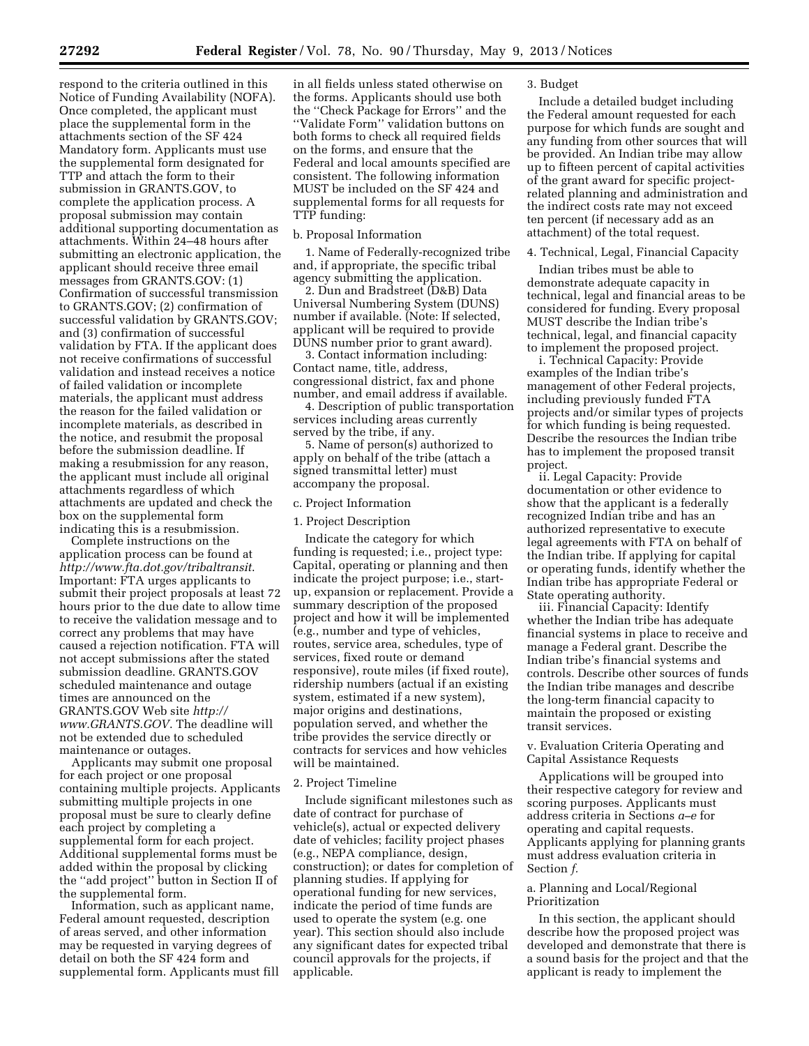respond to the criteria outlined in this Notice of Funding Availability (NOFA). Once completed, the applicant must place the supplemental form in the attachments section of the SF 424 Mandatory form. Applicants must use the supplemental form designated for TTP and attach the form to their submission in GRANTS.GOV, to complete the application process. A proposal submission may contain additional supporting documentation as attachments. Within 24–48 hours after submitting an electronic application, the applicant should receive three email messages from GRANTS.GOV: (1) Confirmation of successful transmission to GRANTS.GOV; (2) confirmation of successful validation by GRANTS.GOV; and (3) confirmation of successful validation by FTA. If the applicant does not receive confirmations of successful validation and instead receives a notice of failed validation or incomplete materials, the applicant must address the reason for the failed validation or incomplete materials, as described in the notice, and resubmit the proposal before the submission deadline. If making a resubmission for any reason, the applicant must include all original attachments regardless of which attachments are updated and check the box on the supplemental form indicating this is a resubmission.

Complete instructions on the application process can be found at *http://www.fta.dot.gov/tribaltransit*. Important: FTA urges applicants to submit their project proposals at least 72 hours prior to the due date to allow time to receive the validation message and to correct any problems that may have caused a rejection notification. FTA will not accept submissions after the stated submission deadline. GRANTS.GOV scheduled maintenance and outage times are announced on the GRANTS.GOV Web site *http://www.GRANTS.GOV*. The deadline will not be extended due to scheduled maintenance or outages.

Applicants may submit one proposal for each project or one proposal containing multiple projects. Applicants submitting multiple projects in one proposal must be sure to clearly define each project by completing a supplemental form for each project. Additional supplemental forms must be added within the proposal by clicking the ''add project'' button in Section II of the supplemental form.

Information, such as applicant name, Federal amount requested, description of areas served, and other information may be requested in varying degrees of detail on both the SF 424 form and supplemental form. Applicants must fill in all fields unless stated otherwise on the forms. Applicants should use both the ''Check Package for Errors'' and the ''Validate Form'' validation buttons on both forms to check all required fields on the forms, and ensure that the Federal and local amounts specified are consistent. The following information MUST be included on the SF 424 and supplemental forms for all requests for TTP funding:

b. Proposal Information

1. Name of Federally-recognized tribe and, if appropriate, the specific tribal agency submitting the application.

2. Dun and Bradstreet (D&B) Data Universal Numbering System (DUNS) number if available. (Note: If selected, applicant will be required to provide DUNS number prior to grant award).

3. Contact information including: Contact name, title, address, congressional district, fax and phone number, and email address if available.

4. Description of public transportation services including areas currently served by the tribe, if any.

5. Name of person(s) authorized to apply on behalf of the tribe (attach a signed transmittal letter) must accompany the proposal.

c. Project Information

1. Project Description

Indicate the category for which funding is requested; i.e., project type: Capital, operating or planning and then indicate the project purpose; i.e., start-up, expansion or replacement. Provide a summary description of the proposed project and how it will be implemented (e.g., number and type of vehicles, routes, service area, schedules, type of services, fixed route or demand responsive), route miles (if fixed route), ridership numbers (actual if an existing system, estimated if a new system), major origins and destinations, population served, and whether the tribe provides the service directly or contracts for services and how vehicles will be maintained.

2. Project Timeline

Include significant milestones such as date of contract for purchase of vehicle(s), actual or expected delivery date of vehicles; facility project phases (e.g., NEPA compliance, design, construction); or dates for completion of planning studies. If applying for operational funding for new services, indicate the period of time funds are used to operate the system (e.g. one year). This section should also include any significant dates for expected tribal council approvals for the projects, if applicable.

3. Budget

Include a detailed budget including the Federal amount requested for each purpose for which funds are sought and any funding from other sources that will be provided. An Indian tribe may allow up to fifteen percent of capital activities of the grant award for specific project-related planning and administration and the indirect costs rate may not exceed ten percent (if necessary add as an attachment) of the total request.

4. Technical, Legal, Financial Capacity

Indian tribes must be able to demonstrate adequate capacity in technical, legal and financial areas to be considered for funding. Every proposal MUST describe the Indian tribe's technical, legal, and financial capacity to implement the proposed project.

i. Technical Capacity: Provide examples of the Indian tribe's management of other Federal projects, including previously funded FTA projects and/or similar types of projects for which funding is being requested. Describe the resources the Indian tribe has to implement the proposed transit project.

ii. Legal Capacity: Provide documentation or other evidence to show that the applicant is a federally recognized Indian tribe and has an authorized representative to execute legal agreements with FTA on behalf of the Indian tribe. If applying for capital or operating funds, identify whether the Indian tribe has appropriate Federal or State operating authority.

iii. Financial Capacity: Identify whether the Indian tribe has adequate financial systems in place to receive and manage a Federal grant. Describe the Indian tribe's financial systems and controls. Describe other sources of funds the Indian tribe manages and describe the long-term financial capacity to maintain the proposed or existing transit services.

v. Evaluation Criteria Operating and Capital Assistance Requests

Applications will be grouped into their respective category for review and scoring purposes. Applicants must address criteria in Sections *a–e* for operating and capital requests. Applicants applying for planning grants must address evaluation criteria in Section *f*.

a. Planning and Local/Regional Prioritization

In this section, the applicant should describe how the proposed project was developed and demonstrate that there is a sound basis for the project and that the applicant is ready to implement the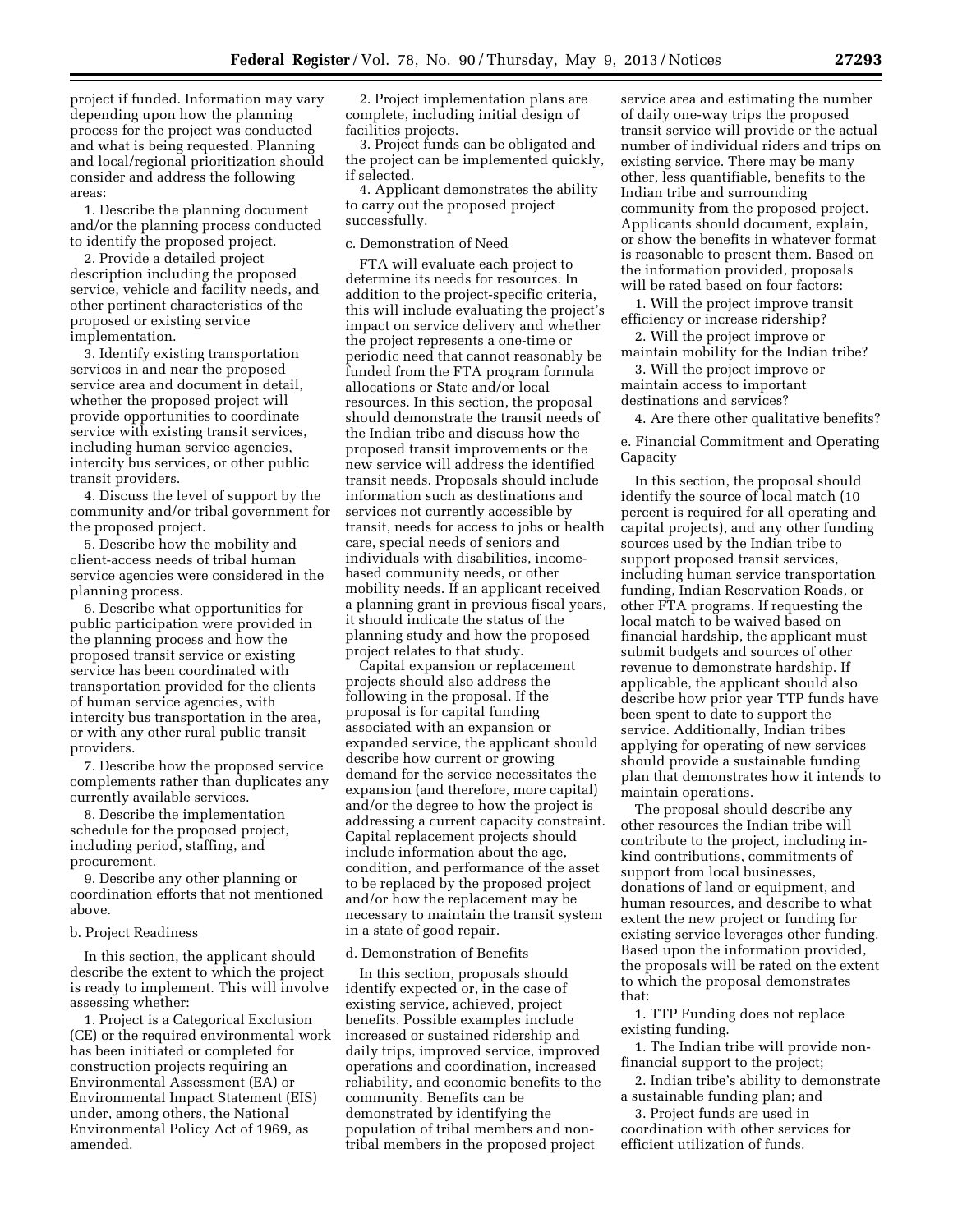project if funded. Information may vary depending upon how the planning process for the project was conducted and what is being requested. Planning and local/regional prioritization should consider and address the following areas:

1. Describe the planning document and/or the planning process conducted to identify the proposed project.

2. Provide a detailed project description including the proposed service, vehicle and facility needs, and other pertinent characteristics of the proposed or existing service implementation.

3. Identify existing transportation services in and near the proposed service area and document in detail, whether the proposed project will provide opportunities to coordinate service with existing transit services, including human service agencies, intercity bus services, or other public transit providers.

4. Discuss the level of support by the community and/or tribal government for the proposed project.

5. Describe how the mobility and client-access needs of tribal human service agencies were considered in the planning process.

6. Describe what opportunities for public participation were provided in the planning process and how the proposed transit service or existing service has been coordinated with transportation provided for the clients of human service agencies, with intercity bus transportation in the area, or with any other rural public transit providers.

7. Describe how the proposed service complements rather than duplicates any currently available services.

8. Describe the implementation schedule for the proposed project, including period, staffing, and procurement.

9. Describe any other planning or coordination efforts that not mentioned above.

b. Project Readiness

In this section, the applicant should describe the extent to which the project is ready to implement. This will involve assessing whether:

1. Project is a Categorical Exclusion (CE) or the required environmental work has been initiated or completed for construction projects requiring an Environmental Assessment (EA) or Environmental Impact Statement (EIS) under, among others, the National Environmental Policy Act of 1969, as amended.

2. Project implementation plans are complete, including initial design of facilities projects.

3. Project funds can be obligated and the project can be implemented quickly, if selected.

4. Applicant demonstrates the ability to carry out the proposed project successfully.

c. Demonstration of Need

FTA will evaluate each project to determine its needs for resources. In addition to the project-specific criteria, this will include evaluating the project's impact on service delivery and whether the project represents a one-time or periodic need that cannot reasonably be funded from the FTA program formula allocations or State and/or local resources. In this section, the proposal should demonstrate the transit needs of the Indian tribe and discuss how the proposed transit improvements or the new service will address the identified transit needs. Proposals should include information such as destinations and services not currently accessible by transit, needs for access to jobs or health care, special needs of seniors and individuals with disabilities, income-based community needs, or other mobility needs. If an applicant received a planning grant in previous fiscal years, it should indicate the status of the planning study and how the proposed project relates to that study.

Capital expansion or replacement projects should also address the following in the proposal. If the proposal is for capital funding associated with an expansion or expanded service, the applicant should describe how current or growing demand for the service necessitates the expansion (and therefore, more capital) and/or the degree to how the project is addressing a current capacity constraint. Capital replacement projects should include information about the age, condition, and performance of the asset to be replaced by the proposed project and/or how the replacement may be necessary to maintain the transit system in a state of good repair.

d. Demonstration of Benefits

In this section, proposals should identify expected or, in the case of existing service, achieved, project benefits. Possible examples include increased or sustained ridership and daily trips, improved service, improved operations and coordination, increased reliability, and economic benefits to the community. Benefits can be demonstrated by identifying the population of tribal members and non-tribal members in the proposed project service area and estimating the number of daily one-way trips the proposed transit service will provide or the actual number of individual riders and trips on existing service. There may be many other, less quantifiable, benefits to the Indian tribe and surrounding community from the proposed project. Applicants should document, explain, or show the benefits in whatever format is reasonable to present them. Based on the information provided, proposals will be rated based on four factors:

1. Will the project improve transit efficiency or increase ridership?

2. Will the project improve or maintain mobility for the Indian tribe?

3. Will the project improve or maintain access to important destinations and services?

4. Are there other qualitative benefits?

e. Financial Commitment and Operating Capacity

In this section, the proposal should identify the source of local match (10 percent is required for all operating and capital projects), and any other funding sources used by the Indian tribe to support proposed transit services, including human service transportation funding, Indian Reservation Roads, or other FTA programs. If requesting the local match to be waived based on financial hardship, the applicant must submit budgets and sources of other revenue to demonstrate hardship. If applicable, the applicant should also describe how prior year TTP funds have been spent to date to support the service. Additionally, Indian tribes applying for operating of new services should provide a sustainable funding plan that demonstrates how it intends to maintain operations.

The proposal should describe any other resources the Indian tribe will contribute to the project, including in-kind contributions, commitments of support from local businesses, donations of land or equipment, and human resources, and describe to what extent the new project or funding for existing service leverages other funding. Based upon the information provided, the proposals will be rated on the extent to which the proposal demonstrates that:

1. TTP Funding does not replace existing funding.

1. The Indian tribe will provide non-financial support to the project;

2. Indian tribe's ability to demonstrate a sustainable funding plan; and

3. Project funds are used in coordination with other services for efficient utilization of funds.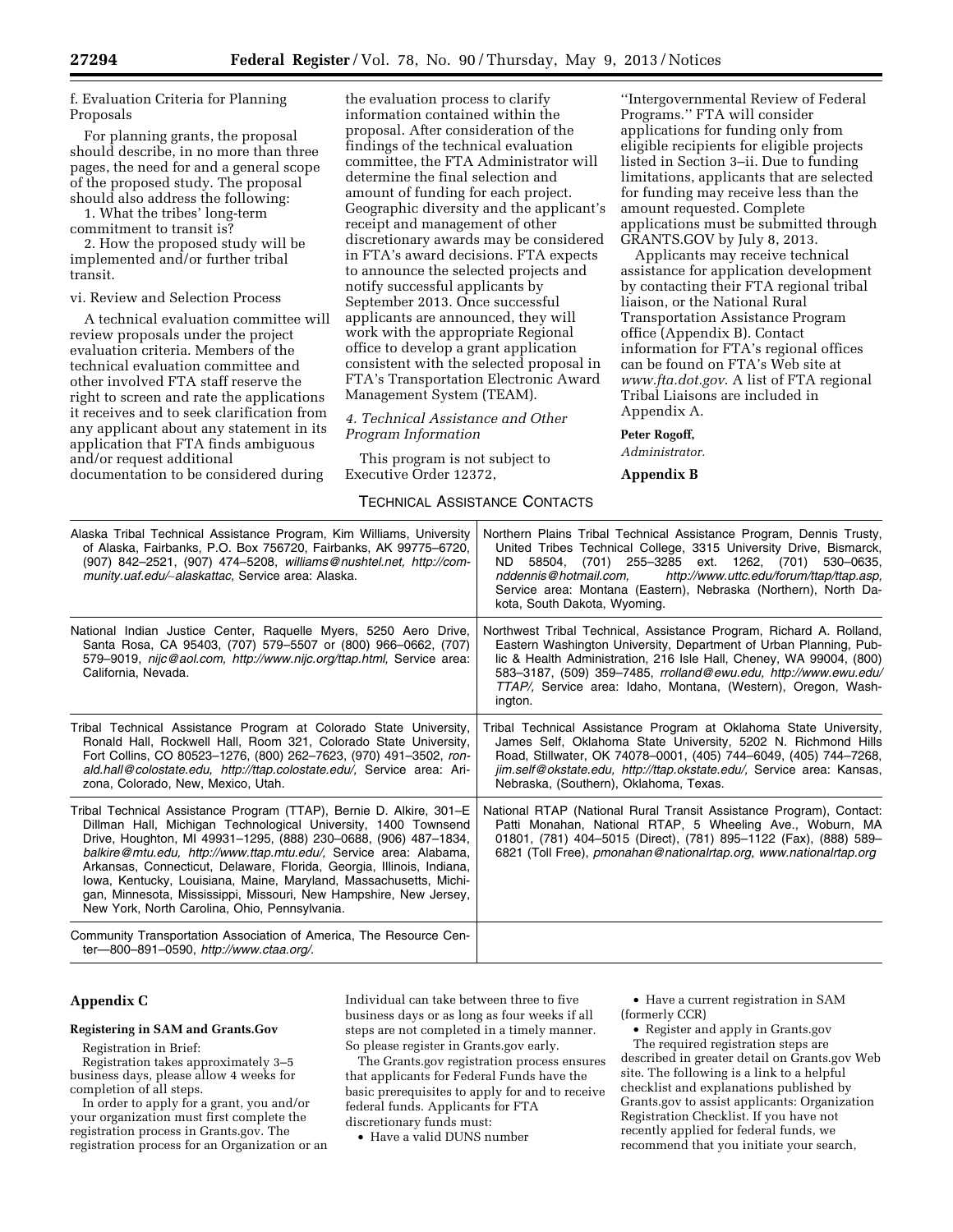f. Evaluation Criteria for Planning Proposals

For planning grants, the proposal should describe, in no more than three pages, the need for and a general scope of the proposed study. The proposal should also address the following:

1. What the tribes' long-term commitment to transit is?
2. How the proposed study will be implemented and/or further tribal transit.

vi. Review and Selection Process

A technical evaluation committee will review proposals under the project evaluation criteria. Members of the technical evaluation committee and other involved FTA staff reserve the right to screen and rate the applications it receives and to seek clarification from any applicant about any statement in its application that FTA finds ambiguous and/or request additional documentation to be considered during the evaluation process to clarify information contained within the proposal. After consideration of the findings of the technical evaluation committee, the FTA Administrator will determine the final selection and amount of funding for each project. Geographic diversity and the applicant's receipt and management of other discretionary awards may be considered in FTA's award decisions. FTA expects to announce the selected projects and notify successful applicants by September 2013. Once successful applicants are announced, they will work with the appropriate Regional office to develop a grant application consistent with the selected proposal in FTA's Transportation Electronic Award Management System (TEAM).

*4. Technical Assistance and Other Program Information*

This program is not subject to Executive Order 12372, ''Intergovernmental Review of Federal Programs.'' FTA will consider applications for funding only from eligible recipients for eligible projects listed in Section 3–ii. Due to funding limitations, applicants that are selected for funding may receive less than the amount requested. Complete applications must be submitted through GRANTS.GOV by July 8, 2013.

Applicants may receive technical assistance for application development by contacting their FTA regional tribal liaison, or the National Rural Transportation Assistance Program office (Appendix B). Contact information for FTA's regional offices can be found on FTA's Web site at *www.fta.dot.gov*. A list of FTA regional Tribal Liaisons are included in Appendix A.

**Peter Rogoff,**

*Administrator.*

## Appendix B

TECHNICAL ASSISTANCE CONTACTS

| | |
|---|---|
| Alaska Tribal Technical Assistance Program, Kim Williams, University of Alaska, Fairbanks, P.O. Box 756720, Fairbanks, AK 99775–6720, (907) 842–2521, (907) 474–5208, *williams@nushtel.net, http://community.uaf.edu/~alaskattac,* Service area: Alaska. | Northern Plains Tribal Technical Assistance Program, Dennis Trusty, United Tribes Technical College, 3315 University Drive, Bismarck, ND 58504, (701) 255–3285 ext. 1262, (701) 530–0635, *nddennis@hotmail.com, http://www.uttc.edu/forum/ttap/ttap.asp,* Service area: Montana (Eastern), Nebraska (Northern), North Dakota, South Dakota, Wyoming. |
| National Indian Justice Center, Raquelle Myers, 5250 Aero Drive, Santa Rosa, CA 95403, (707) 579–5507 or (800) 966–0662, (707) 579–9019, *nijc@aol.com, http://www.nijc.org/ttap.html,* Service area: California, Nevada. | Northwest Tribal Technical, Assistance Program, Richard A. Rolland, Eastern Washington University, Department of Urban Planning, Public & Health Administration, 216 Isle Hall, Cheney, WA 99004, (800) 583–3187, (509) 359–7485, *rrolland@ewu.edu, http://www.ewu.edu/TTAP/,* Service area: Idaho, Montana, (Western), Oregon, Washington. |
| Tribal Technical Assistance Program at Colorado State University, Ronald Hall, Rockwell Hall, Room 321, Colorado State University, Fort Collins, CO 80523–1276, (800) 262–7623, (970) 491–3502, *ronald.hall@colostate.edu, http://ttap.colostate.edu/,* Service area: Arizona, Colorado, New, Mexico, Utah. | Tribal Technical Assistance Program at Oklahoma State University, James Self, Oklahoma State University, 5202 N. Richmond Hills Road, Stillwater, OK 74078–0001, (405) 744–6049, (405) 744–7268, *jim.self@okstate.edu, http://ttap.okstate.edu/,* Service area: Kansas, Nebraska, (Southern), Oklahoma, Texas. |
| Tribal Technical Assistance Program (TTAP), Bernie D. Alkire, 301–E Dillman Hall, Michigan Technological University, 1400 Townsend Drive, Houghton, MI 49931–1295, (888) 230–0688, (906) 487–1834, *balkire@mtu.edu, http://www.ttap.mtu.edu/,* Service area: Alabama, Arkansas, Connecticut, Delaware, Florida, Georgia, Illinois, Indiana, Iowa, Kentucky, Louisiana, Maine, Maryland, Massachusetts, Michigan, Minnesota, Mississippi, Missouri, New Hampshire, New Jersey, New York, North Carolina, Ohio, Pennsylvania. | National RTAP (National Rural Transit Assistance Program), Contact: Patti Monahan, National RTAP, 5 Wheeling Ave., Woburn, MA 01801, (781) 404–5015 (Direct), (781) 895–1122 (Fax), (888) 589–6821 (Toll Free), *pmonahan@nationalrtap.org, www.nationalrtap.org* |
| Community Transportation Association of America, The Resource Center—800–891–0590, *http://www.ctaa.org/.* | |

## Appendix C

### Registering in SAM and Grants.Gov

Registration in Brief:

Registration takes approximately 3–5 business days, please allow 4 weeks for completion of all steps.

In order to apply for a grant, you and/or your organization must first complete the registration process in Grants.gov. The registration process for an Organization or an Individual can take between three to five business days or as long as four weeks if all steps are not completed in a timely manner. So please register in Grants.gov early.

The Grants.gov registration process ensures that applicants for Federal Funds have the basic prerequisites to apply for and to receive federal funds. Applicants for FTA discretionary funds must:

- Have a valid DUNS number
- Have a current registration in SAM (formerly CCR)
- Register and apply in Grants.gov

The required registration steps are described in greater detail on Grants.gov Web site. The following is a link to a helpful checklist and explanations published by Grants.gov to assist applicants: Organization Registration Checklist. If you have not recently applied for federal funds, we recommend that you initiate your search,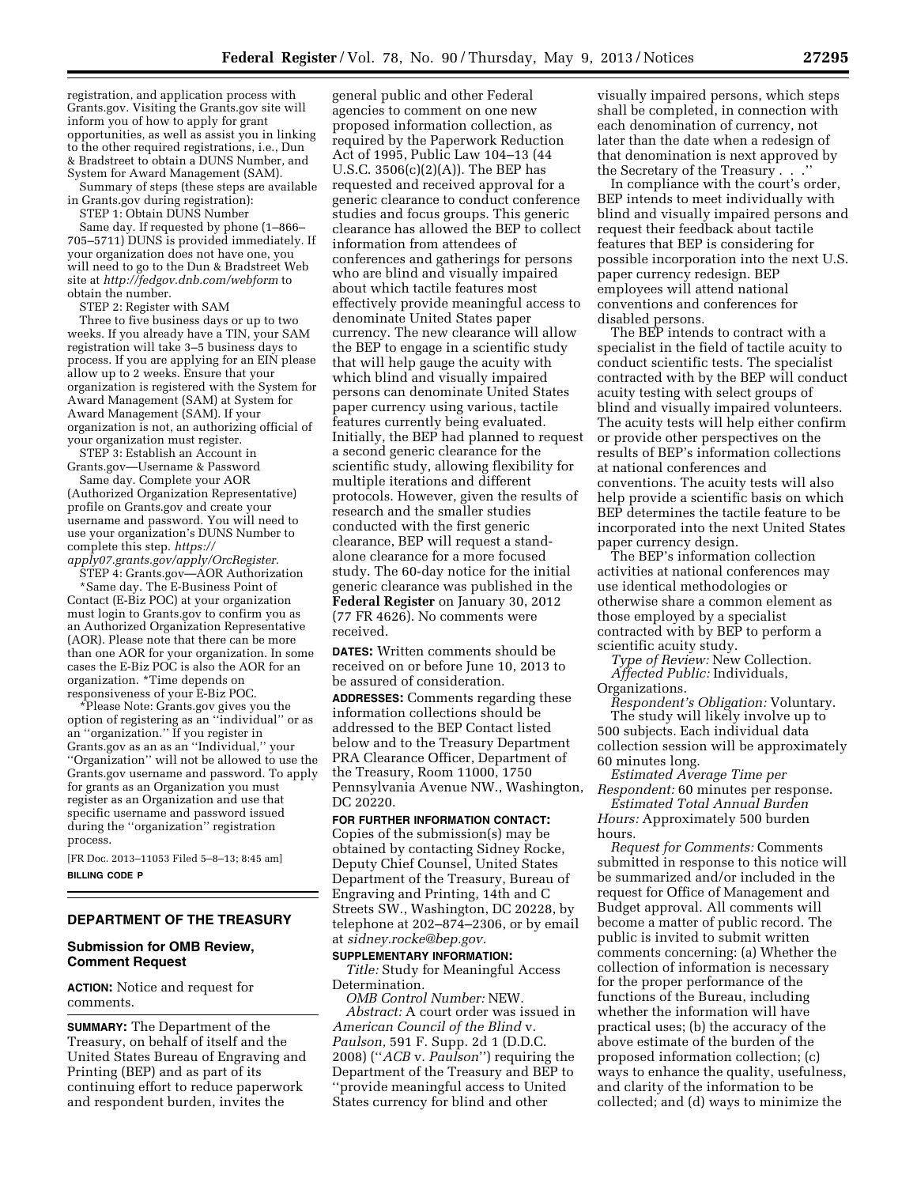registration, and application process with Grants.gov. Visiting the Grants.gov site will inform you of how to apply for grant opportunities, as well as assist you in linking to the other required registrations, i.e., Dun & Bradstreet to obtain a DUNS Number, and System for Award Management (SAM).

Summary of steps (these steps are available in Grants.gov during registration):

STEP 1: Obtain DUNS Number

Same day. If requested by phone (1–866–705–5711) DUNS is provided immediately. If your organization does not have one, you will need to go to the Dun & Bradstreet Web site at *http://fedgov.dnb.com/webform* to obtain the number.

STEP 2: Register with SAM

Three to five business days or up to two weeks. If you already have a TIN, your SAM registration will take 3–5 business days to process. If you are applying for an EIN please allow up to 2 weeks. Ensure that your organization is registered with the System for Award Management (SAM) at System for Award Management (SAM). If your organization is not, an authorizing official of your organization must register.

STEP 3: Establish an Account in Grants.gov—Username & Password

Same day. Complete your AOR (Authorized Organization Representative) profile on Grants.gov and create your username and password. You will need to use your organization's DUNS Number to complete this step. *https://apply07.grants.gov/apply/OrcRegister.*

STEP 4: Grants.gov—AOR Authorization

*Same day. The E-Business Point of Contact (E-Biz POC) at your organization must login to Grants.gov to confirm you as an Authorized Organization Representative (AOR). Please note that there can be more than one AOR for your organization. In some cases the E-Biz POC is also the AOR for an organization. *Time depends on responsiveness of your E-Biz POC.

*Please Note: Grants.gov gives you the option of registering as an ''individual'' or as an ''organization.'' If you register in Grants.gov as an as an ''Individual,'' your ''Organization'' will not be allowed to use the Grants.gov username and password. To apply for grants as an Organization you must register as an Organization and use that specific username and password issued during the ''organization'' registration process.

[FR Doc. 2013–11053 Filed 5–8–13; 8:45 am]

**BILLING CODE P**

## DEPARTMENT OF THE TREASURY

### Submission for OMB Review, Comment Request

**ACTION:** Notice and request for comments.

**SUMMARY:** The Department of the Treasury, on behalf of itself and the United States Bureau of Engraving and Printing (BEP) and as part of its continuing effort to reduce paperwork and respondent burden, invites the general public and other Federal agencies to comment on one new proposed information collection, as required by the Paperwork Reduction Act of 1995, Public Law 104–13 (44 U.S.C. 3506(c)(2)(A)). The BEP has requested and received approval for a generic clearance to conduct conference studies and focus groups. This generic clearance has allowed the BEP to collect information from attendees of conferences and gatherings for persons who are blind and visually impaired about which tactile features most effectively provide meaningful access to denominate United States paper currency. The new clearance will allow the BEP to engage in a scientific study that will help gauge the acuity with which blind and visually impaired persons can denominate United States paper currency using various, tactile features currently being evaluated. Initially, the BEP had planned to request a second generic clearance for the scientific study, allowing flexibility for multiple iterations and different protocols. However, given the results of research and the smaller studies conducted with the first generic clearance, BEP will request a stand-alone clearance for a more focused study. The 60-day notice for the initial generic clearance was published in the **Federal Register** on January 30, 2012 (77 FR 4626). No comments were received.

**DATES:** Written comments should be received on or before June 10, 2013 to be assured of consideration.

**ADDRESSES:** Comments regarding these information collections should be addressed to the BEP Contact listed below and to the Treasury Department PRA Clearance Officer, Department of the Treasury, Room 11000, 1750 Pennsylvania Avenue NW., Washington, DC 20220.

**FOR FURTHER INFORMATION CONTACT:** Copies of the submission(s) may be obtained by contacting Sidney Rocke, Deputy Chief Counsel, United States Department of the Treasury, Bureau of Engraving and Printing, 14th and C Streets SW., Washington, DC 20228, by telephone at 202–874–2306, or by email at *sidney.rocke@bep.gov.*

**SUPPLEMENTARY INFORMATION:**

*Title:* Study for Meaningful Access Determination.

*OMB Control Number:* NEW.

*Abstract:* A court order was issued in *American Council of the Blind* v. *Paulson,* 591 F. Supp. 2d 1 (D.D.C. 2008) (''*ACB* v. *Paulson*'') requiring the Department of the Treasury and BEP to ''provide meaningful access to United States currency for blind and other visually impaired persons, which steps shall be completed, in connection with each denomination of currency, not later than the date when a redesign of that denomination is next approved by the Secretary of the Treasury . . .''

In compliance with the court's order, BEP intends to meet individually with blind and visually impaired persons and request their feedback about tactile features that BEP is considering for possible incorporation into the next U.S. paper currency redesign. BEP employees will attend national conventions and conferences for disabled persons.

The BEP intends to contract with a specialist in the field of tactile acuity to conduct scientific tests. The specialist contracted with by the BEP will conduct acuity testing with select groups of blind and visually impaired volunteers. The acuity tests will help either confirm or provide other perspectives on the results of BEP's information collections at national conferences and conventions. The acuity tests will also help provide a scientific basis on which BEP determines the tactile feature to be incorporated into the next United States paper currency design.

The BEP's information collection activities at national conferences may use identical methodologies or otherwise share a common element as those employed by a specialist contracted with by BEP to perform a scientific acuity study.

*Type of Review:* New Collection.

*Affected Public:* Individuals, Organizations.

*Respondent's Obligation:* Voluntary. The study will likely involve up to 500 subjects. Each individual data collection session will be approximately 60 minutes long.

*Estimated Average Time per Respondent:* 60 minutes per response.

*Estimated Total Annual Burden Hours:* Approximately 500 burden hours.

*Request for Comments:* Comments submitted in response to this notice will be summarized and/or included in the request for Office of Management and Budget approval. All comments will become a matter of public record. The public is invited to submit written comments concerning: (a) Whether the collection of information is necessary for the proper performance of the functions of the Bureau, including whether the information will have practical uses; (b) the accuracy of the above estimate of the burden of the proposed information collection; (c) ways to enhance the quality, usefulness, and clarity of the information to be collected; and (d) ways to minimize the